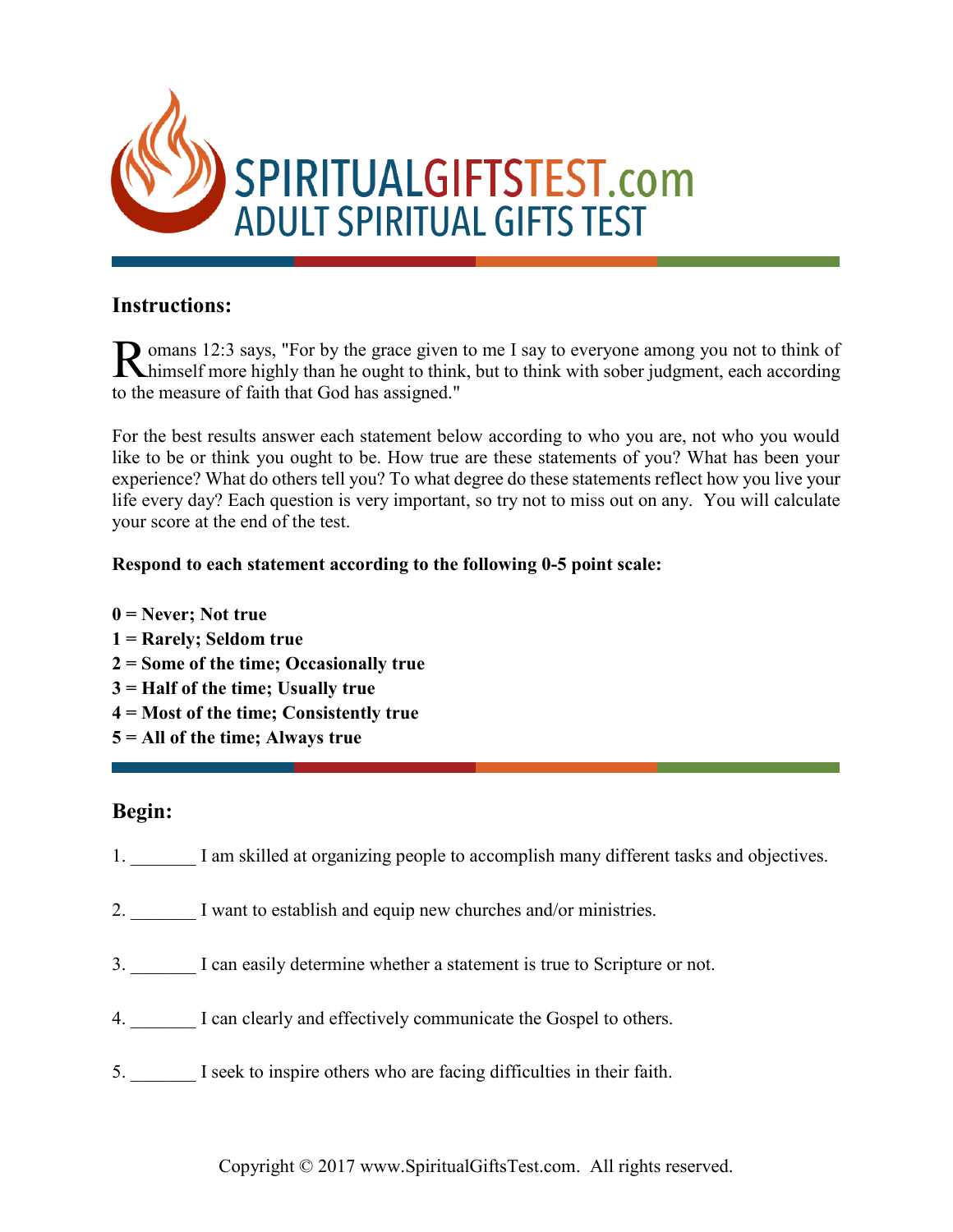# SPIRITUALGIFTSTEST.com
## ADULT SPIRITUAL GIFTS TEST

### Instructions:

Romans 12:3 says, "For by the grace given to me I say to everyone among you not to think of himself more highly than he ought to think, but to think with sober judgment, each according to the measure of faith that God has assigned."

For the best results answer each statement below according to who you are, not who you would like to be or think you ought to be. How true are these statements of you? What has been your experience? What do others tell you? To what degree do these statements reflect how you live your life every day? Each question is very important, so try not to miss out on any. You will calculate your score at the end of the test.

**Respond to each statement according to the following 0-5 point scale:**

**0 = Never; Not true**
**1 = Rarely; Seldom true**
**2 = Some of the time; Occasionally true**
**3 = Half of the time; Usually true**
**4 = Most of the time; Consistently true**
**5 = All of the time; Always true**

### Begin:

1. _______ I am skilled at organizing people to accomplish many different tasks and objectives.

2. _______ I want to establish and equip new churches and/or ministries.

3. _______ I can easily determine whether a statement is true to Scripture or not.

4. _______ I can clearly and effectively communicate the Gospel to others.

5. _______ I seek to inspire others who are facing difficulties in their faith.

Copyright © 2017 www.SpiritualGiftsTest.com. All rights reserved.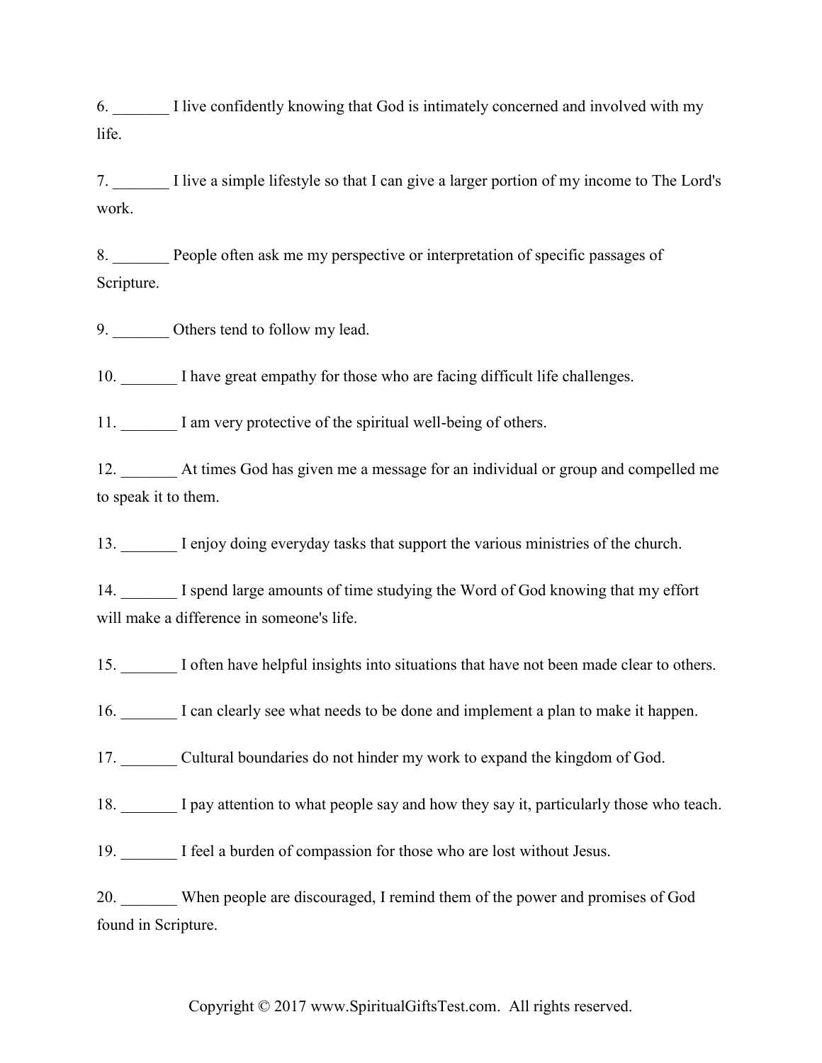6. _______ I live confidently knowing that God is intimately concerned and involved with my life.

7. _______ I live a simple lifestyle so that I can give a larger portion of my income to The Lord's work.

8. _______ People often ask me my perspective or interpretation of specific passages of Scripture.

9. _______ Others tend to follow my lead.

10. _______ I have great empathy for those who are facing difficult life challenges.

11. _______ I am very protective of the spiritual well-being of others.

12. _______ At times God has given me a message for an individual or group and compelled me to speak it to them.

13. _______ I enjoy doing everyday tasks that support the various ministries of the church.

14. _______ I spend large amounts of time studying the Word of God knowing that my effort will make a difference in someone's life.

15. _______ I often have helpful insights into situations that have not been made clear to others.

16. _______ I can clearly see what needs to be done and implement a plan to make it happen.

17. _______ Cultural boundaries do not hinder my work to expand the kingdom of God.

18. _______ I pay attention to what people say and how they say it, particularly those who teach.

19. _______ I feel a burden of compassion for those who are lost without Jesus.

20. _______ When people are discouraged, I remind them of the power and promises of God found in Scripture.

Copyright © 2017 www.SpiritualGiftsTest.com. All rights reserved.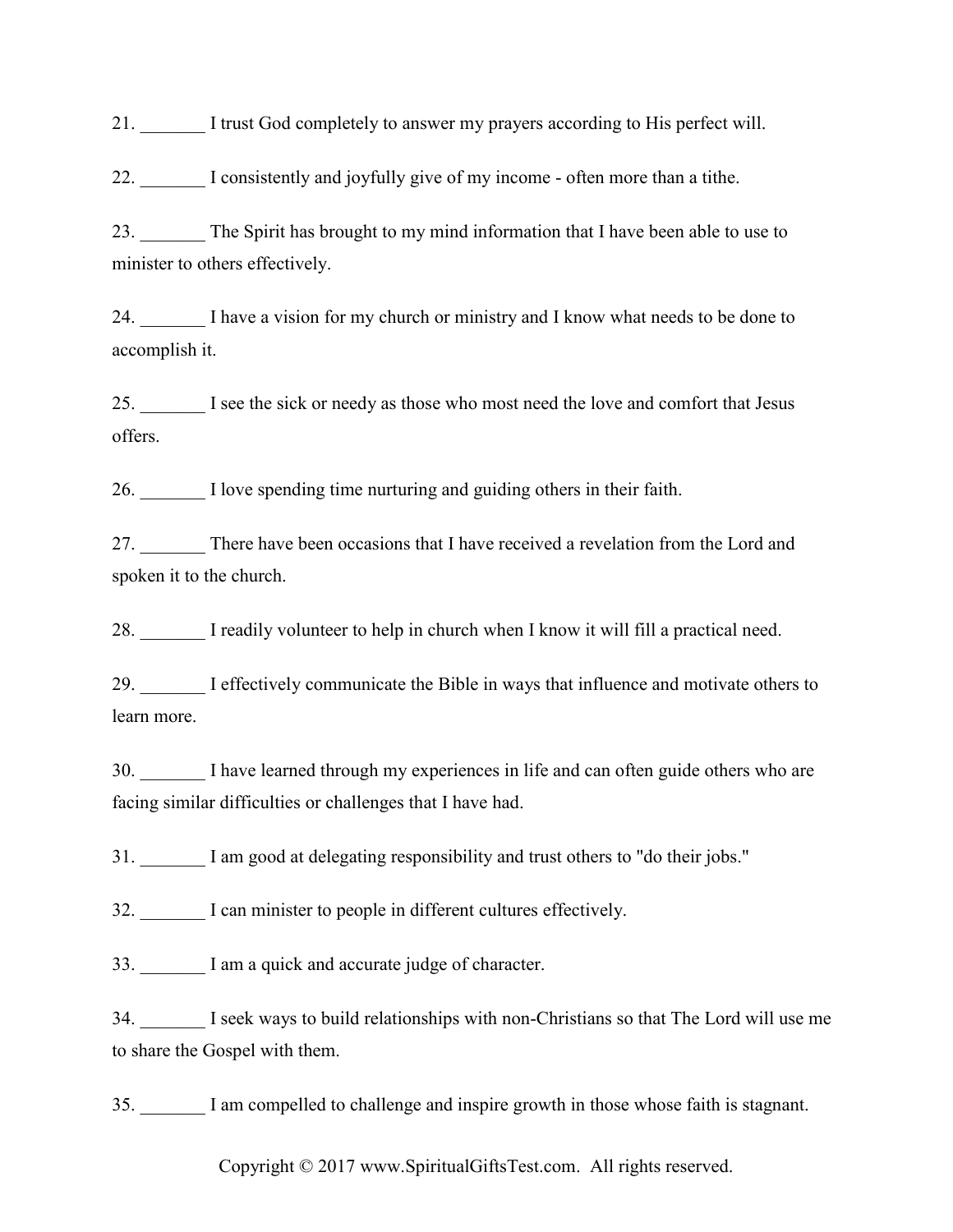21. _______ I trust God completely to answer my prayers according to His perfect will.

22. _______ I consistently and joyfully give of my income - often more than a tithe.

23. _______ The Spirit has brought to my mind information that I have been able to use to minister to others effectively.

24. _______ I have a vision for my church or ministry and I know what needs to be done to accomplish it.

25. _______ I see the sick or needy as those who most need the love and comfort that Jesus offers.

26. _______ I love spending time nurturing and guiding others in their faith.

27. _______ There have been occasions that I have received a revelation from the Lord and spoken it to the church.

28. _______ I readily volunteer to help in church when I know it will fill a practical need.

29. _______ I effectively communicate the Bible in ways that influence and motivate others to learn more.

30. _______ I have learned through my experiences in life and can often guide others who are facing similar difficulties or challenges that I have had.

31. _______ I am good at delegating responsibility and trust others to "do their jobs."

32. _______ I can minister to people in different cultures effectively.

33. _______ I am a quick and accurate judge of character.

34. _______ I seek ways to build relationships with non-Christians so that The Lord will use me to share the Gospel with them.

35. _______ I am compelled to challenge and inspire growth in those whose faith is stagnant.

Copyright © 2017 www.SpiritualGiftsTest.com. All rights reserved.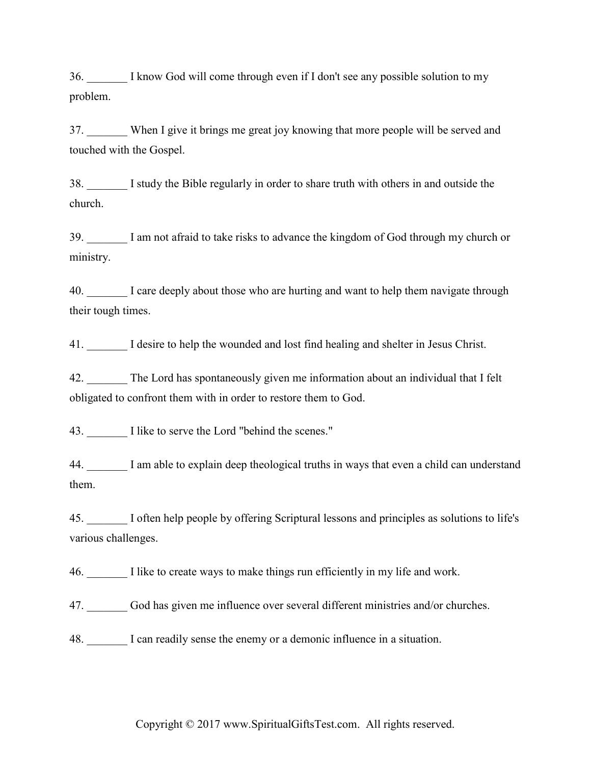36. _______ I know God will come through even if I don't see any possible solution to my problem.

37. _______ When I give it brings me great joy knowing that more people will be served and touched with the Gospel.

38. _______ I study the Bible regularly in order to share truth with others in and outside the church.

39. _______ I am not afraid to take risks to advance the kingdom of God through my church or ministry.

40. _______ I care deeply about those who are hurting and want to help them navigate through their tough times.

41. _______ I desire to help the wounded and lost find healing and shelter in Jesus Christ.

42. _______ The Lord has spontaneously given me information about an individual that I felt obligated to confront them with in order to restore them to God.

43. _______ I like to serve the Lord "behind the scenes."

44. _______ I am able to explain deep theological truths in ways that even a child can understand them.

45. _______ I often help people by offering Scriptural lessons and principles as solutions to life's various challenges.

46. _______ I like to create ways to make things run efficiently in my life and work.

47. _______ God has given me influence over several different ministries and/or churches.

48. _______ I can readily sense the enemy or a demonic influence in a situation.

Copyright © 2017 www.SpiritualGiftsTest.com. All rights reserved.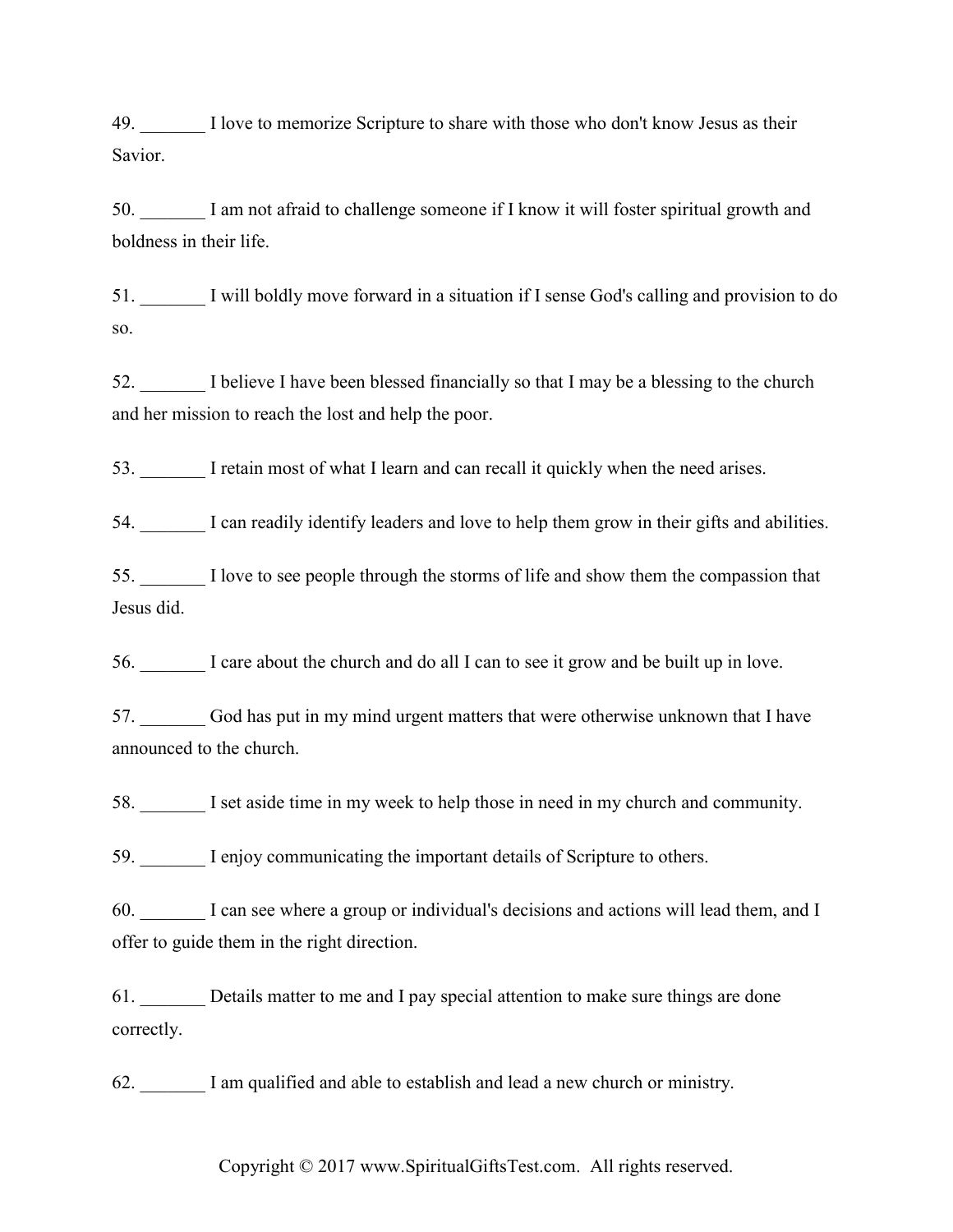49. _______ I love to memorize Scripture to share with those who don't know Jesus as their Savior.

50. _______ I am not afraid to challenge someone if I know it will foster spiritual growth and boldness in their life.

51. _______ I will boldly move forward in a situation if I sense God's calling and provision to do so.

52. _______ I believe I have been blessed financially so that I may be a blessing to the church and her mission to reach the lost and help the poor.

53. _______ I retain most of what I learn and can recall it quickly when the need arises.

54. _______ I can readily identify leaders and love to help them grow in their gifts and abilities.

55. _______ I love to see people through the storms of life and show them the compassion that Jesus did.

56. _______ I care about the church and do all I can to see it grow and be built up in love.

57. _______ God has put in my mind urgent matters that were otherwise unknown that I have announced to the church.

58. _______ I set aside time in my week to help those in need in my church and community.

59. _______ I enjoy communicating the important details of Scripture to others.

60. _______ I can see where a group or individual's decisions and actions will lead them, and I offer to guide them in the right direction.

61. _______ Details matter to me and I pay special attention to make sure things are done correctly.

62. _______ I am qualified and able to establish and lead a new church or ministry.

Copyright © 2017 www.SpiritualGiftsTest.com. All rights reserved.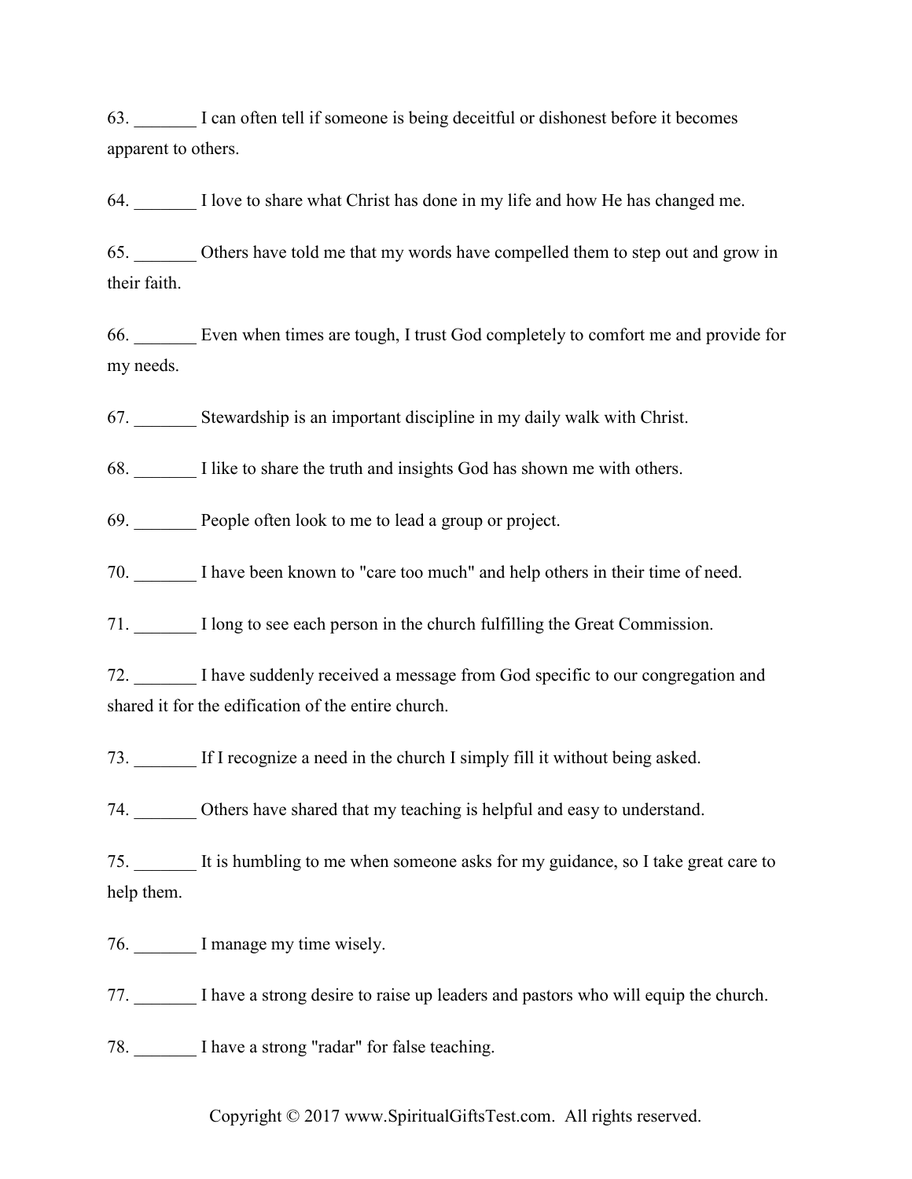63. _______ I can often tell if someone is being deceitful or dishonest before it becomes apparent to others.

64. _______ I love to share what Christ has done in my life and how He has changed me.

65. _______ Others have told me that my words have compelled them to step out and grow in their faith.

66. _______ Even when times are tough, I trust God completely to comfort me and provide for my needs.

67. _______ Stewardship is an important discipline in my daily walk with Christ.

68. _______ I like to share the truth and insights God has shown me with others.

69. _______ People often look to me to lead a group or project.

70. _______ I have been known to "care too much" and help others in their time of need.

71. _______ I long to see each person in the church fulfilling the Great Commission.

72. _______ I have suddenly received a message from God specific to our congregation and shared it for the edification of the entire church.

73. _______ If I recognize a need in the church I simply fill it without being asked.

74. _______ Others have shared that my teaching is helpful and easy to understand.

75. _______ It is humbling to me when someone asks for my guidance, so I take great care to help them.

76. _______ I manage my time wisely.

77. _______ I have a strong desire to raise up leaders and pastors who will equip the church.

78. _______ I have a strong "radar" for false teaching.

Copyright © 2017 www.SpiritualGiftsTest.com. All rights reserved.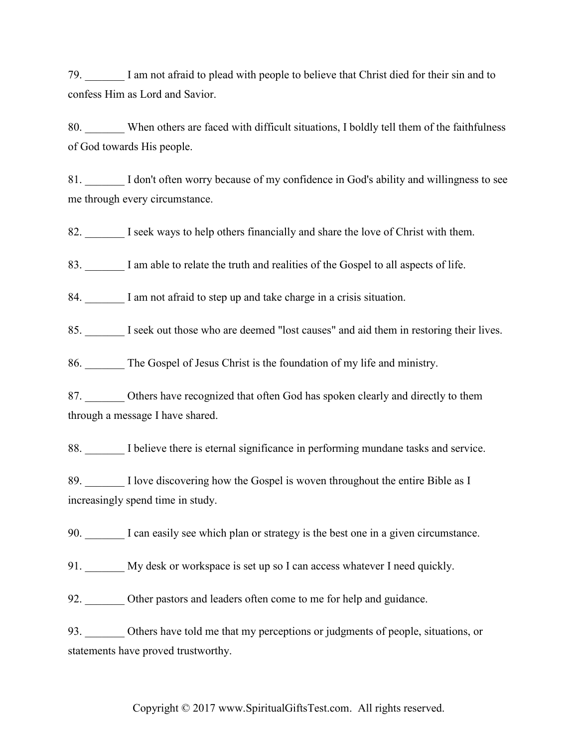79. _______ I am not afraid to plead with people to believe that Christ died for their sin and to confess Him as Lord and Savior.

80. _______ When others are faced with difficult situations, I boldly tell them of the faithfulness of God towards His people.

81. _______ I don't often worry because of my confidence in God's ability and willingness to see me through every circumstance.

82. _______ I seek ways to help others financially and share the love of Christ with them.

83. _______ I am able to relate the truth and realities of the Gospel to all aspects of life.

84. _______ I am not afraid to step up and take charge in a crisis situation.

85. _______ I seek out those who are deemed "lost causes" and aid them in restoring their lives.

86. _______ The Gospel of Jesus Christ is the foundation of my life and ministry.

87. _______ Others have recognized that often God has spoken clearly and directly to them through a message I have shared.

88. _______ I believe there is eternal significance in performing mundane tasks and service.

89. _______ I love discovering how the Gospel is woven throughout the entire Bible as I increasingly spend time in study.

90. _______ I can easily see which plan or strategy is the best one in a given circumstance.

91. _______ My desk or workspace is set up so I can access whatever I need quickly.

92. _______ Other pastors and leaders often come to me for help and guidance.

93. _______ Others have told me that my perceptions or judgments of people, situations, or statements have proved trustworthy.

Copyright © 2017 www.SpiritualGiftsTest.com. All rights reserved.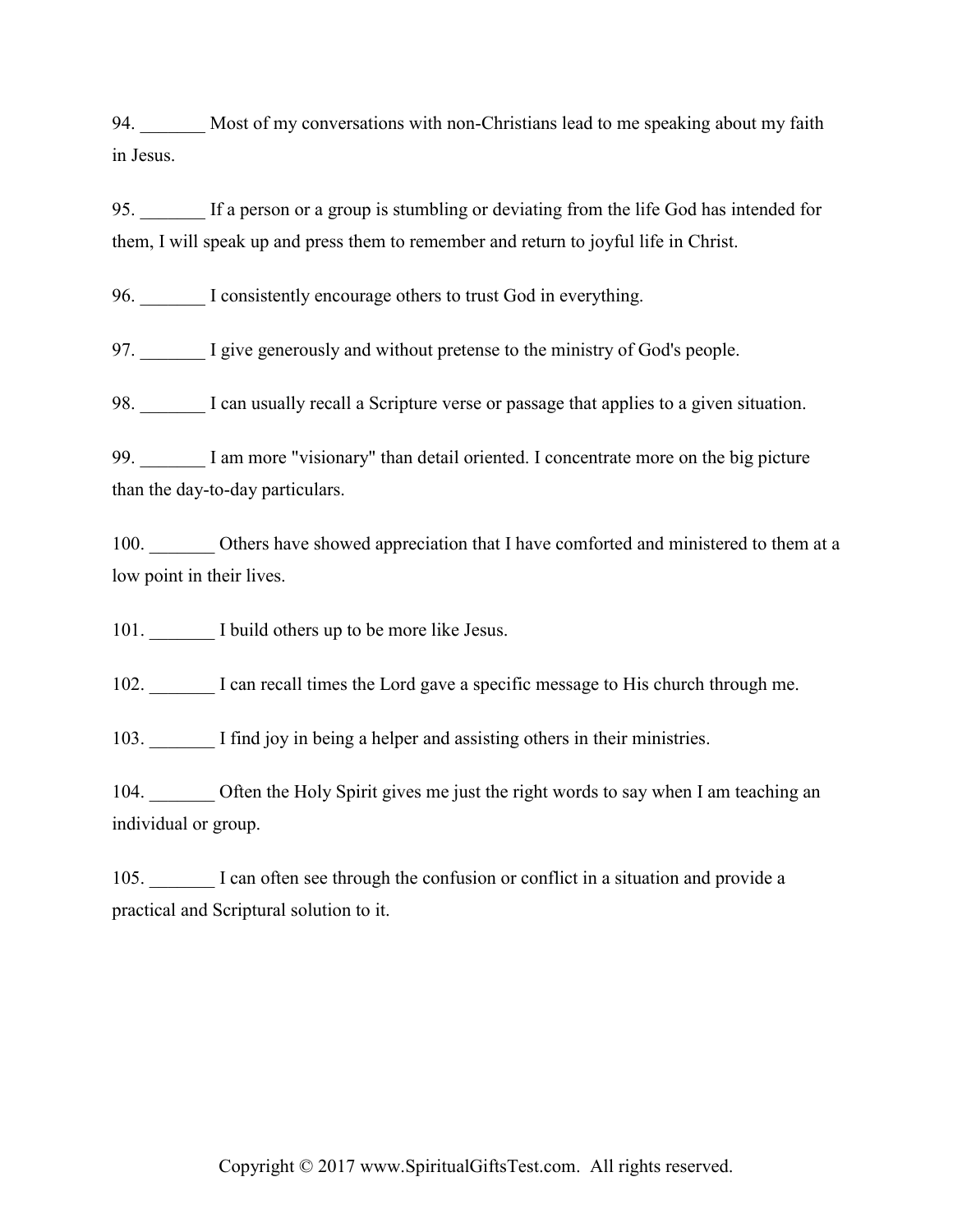94. _______ Most of my conversations with non-Christians lead to me speaking about my faith in Jesus.

95. _______ If a person or a group is stumbling or deviating from the life God has intended for them, I will speak up and press them to remember and return to joyful life in Christ.

96. _______ I consistently encourage others to trust God in everything.

97. _______ I give generously and without pretense to the ministry of God's people.

98. _______ I can usually recall a Scripture verse or passage that applies to a given situation.

99. _______ I am more "visionary" than detail oriented. I concentrate more on the big picture than the day-to-day particulars.

100. _______ Others have showed appreciation that I have comforted and ministered to them at a low point in their lives.

101. _______ I build others up to be more like Jesus.

102. _______ I can recall times the Lord gave a specific message to His church through me.

103. _______ I find joy in being a helper and assisting others in their ministries.

104. _______ Often the Holy Spirit gives me just the right words to say when I am teaching an individual or group.

105. _______ I can often see through the confusion or conflict in a situation and provide a practical and Scriptural solution to it.

Copyright © 2017 www.SpiritualGiftsTest.com. All rights reserved.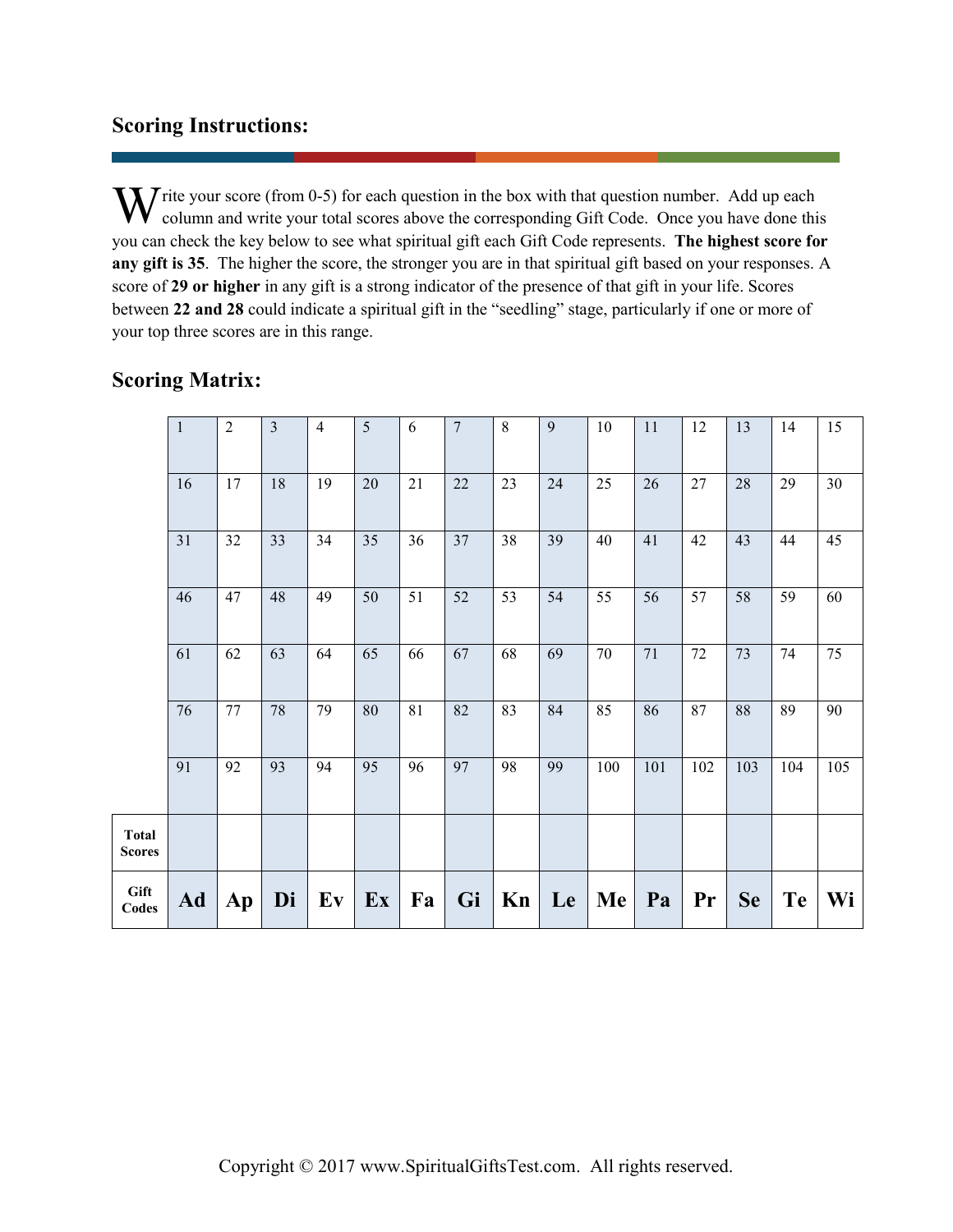## Scoring Instructions:

Write your score (from 0-5) for each question in the box with that question number. Add up each column and write your total scores above the corresponding Gift Code. Once you have done this you can check the key below to see what spiritual gift each Gift Code represents. **The highest score for any gift is 35**. The higher the score, the stronger you are in that spiritual gift based on your responses. A score of **29 or higher** in any gift is a strong indicator of the presence of that gift in your life. Scores between **22 and 28** could indicate a spiritual gift in the "seedling" stage, particularly if one or more of your top three scores are in this range.

## Scoring Matrix:

| | | | | | | | | | | | | | | | |
|---|---|---|---|---|---|---|---|---|---|---|---|---|---|---|---|
| | 1 | 2 | 3 | 4 | 5 | 6 | 7 | 8 | 9 | 10 | 11 | 12 | 13 | 14 | 15 |
| | 16 | 17 | 18 | 19 | 20 | 21 | 22 | 23 | 24 | 25 | 26 | 27 | 28 | 29 | 30 |
| | 31 | 32 | 33 | 34 | 35 | 36 | 37 | 38 | 39 | 40 | 41 | 42 | 43 | 44 | 45 |
| | 46 | 47 | 48 | 49 | 50 | 51 | 52 | 53 | 54 | 55 | 56 | 57 | 58 | 59 | 60 |
| | 61 | 62 | 63 | 64 | 65 | 66 | 67 | 68 | 69 | 70 | 71 | 72 | 73 | 74 | 75 |
| | 76 | 77 | 78 | 79 | 80 | 81 | 82 | 83 | 84 | 85 | 86 | 87 | 88 | 89 | 90 |
| | 91 | 92 | 93 | 94 | 95 | 96 | 97 | 98 | 99 | 100 | 101 | 102 | 103 | 104 | 105 |
| **Total Scores** | | | | | | | | | | | | | | | |
| **Gift Codes** | **Ad** | **Ap** | **Di** | **Ev** | **Ex** | **Fa** | **Gi** | **Kn** | **Le** | **Me** | **Pa** | **Pr** | **Se** | **Te** | **Wi** |

Copyright © 2017 www.SpiritualGiftsTest.com. All rights reserved.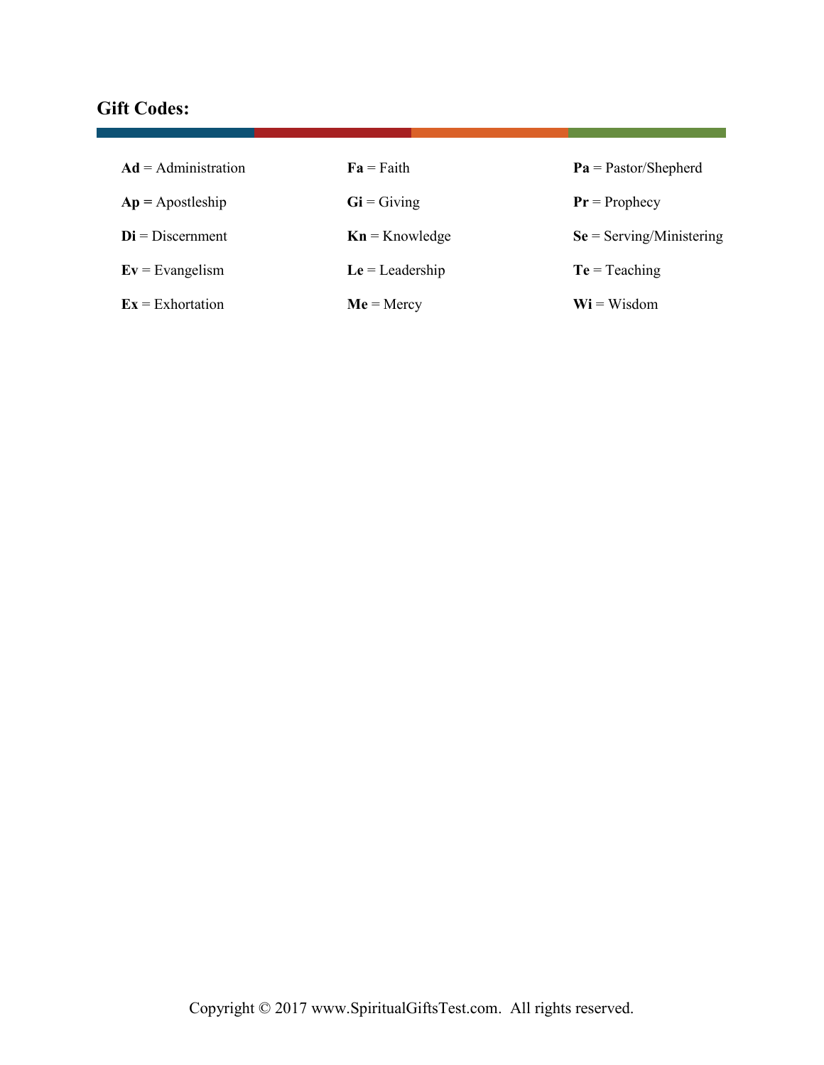## Gift Codes:

**Ad** = Administration

**Ap =** Apostleship

**Di** = Discernment

**Ev** = Evangelism

**Ex** = Exhortation

**Fa** = Faith

**Gi** = Giving

**Kn** = Knowledge

**Le** = Leadership

**Me** = Mercy

**Pa** = Pastor/Shepherd

**Pr** = Prophecy

**Se** = Serving/Ministering

**Te** = Teaching

**Wi** = Wisdom

Copyright © 2017 www.SpiritualGiftsTest.com. All rights reserved.